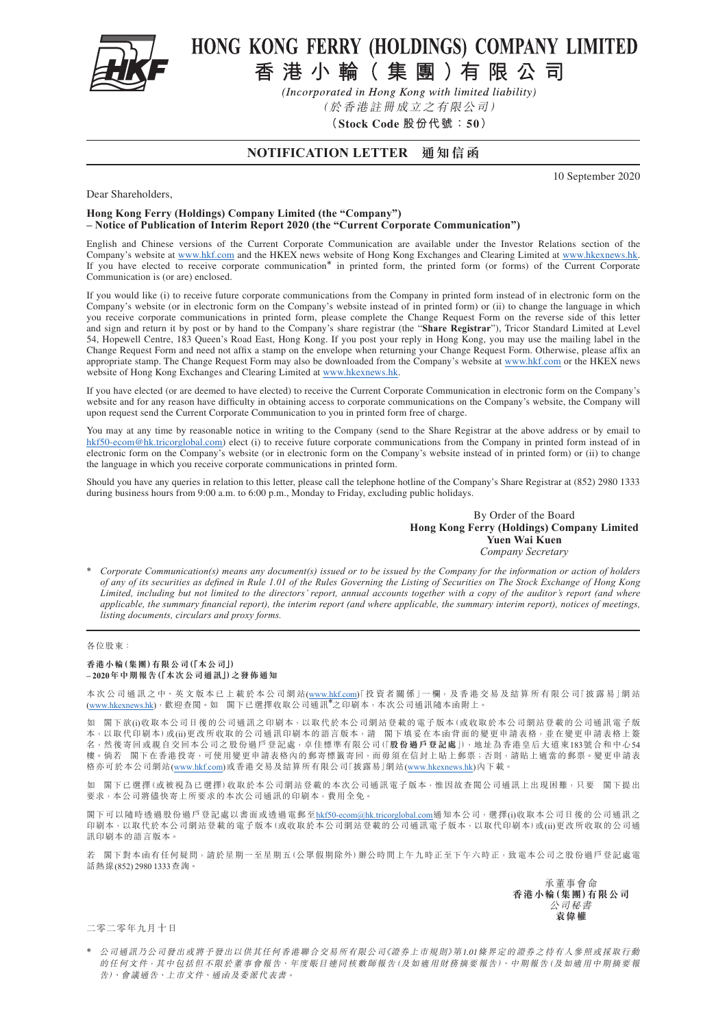# HONG KONG FERRY (HOLDINGS) COMPANY LIMITED

# 香港小輪(集團)有限公司

*(Incorporated in Hong Kong with limited liability)*

*(於香港註冊成立之有限公司)*

**(Stock Code 股份代號:50)**

## NOTIFICATION LETTER 通知信函

10 September 2020

Dear Shareholders,

**Hong Kong Ferry (Holdings) Company Limited (the "Company")**
**– Notice of Publication of Interim Report 2020 (the "Current Corporate Communication")**

English and Chinese versions of the Current Corporate Communication are available under the Investor Relations section of the Company's website at www.hkf.com and the HKEX news website of Hong Kong Exchanges and Clearing Limited at www.hkexnews.hk. If you have elected to receive corporate communication* in printed form, the printed form (or forms) of the Current Corporate Communication is (or are) enclosed.

If you would like (i) to receive future corporate communications from the Company in printed form instead of in electronic form on the Company's website (or in electronic form on the Company's website instead of in printed form) or (ii) to change the language in which you receive corporate communications in printed form, please complete the Change Request Form on the reverse side of this letter and sign and return it by post or by hand to the Company's share registrar (the "**Share Registrar**"), Tricor Standard Limited at Level 54, Hopewell Centre, 183 Queen's Road East, Hong Kong. If you post your reply in Hong Kong, you may use the mailing label in the Change Request Form and need not affix a stamp on the envelope when returning your Change Request Form. Otherwise, please affix an appropriate stamp. The Change Request Form may also be downloaded from the Company's website at www.hkf.com or the HKEX news website of Hong Kong Exchanges and Clearing Limited at www.hkexnews.hk.

If you have elected (or are deemed to have elected) to receive the Current Corporate Communication in electronic form on the Company's website and for any reason have difficulty in obtaining access to corporate communications on the Company's website, the Company will upon request send the Current Corporate Communication to you in printed form free of charge.

You may at any time by reasonable notice in writing to the Company (send to the Share Registrar at the above address or by email to hkf50-ecom@hk.tricorglobal.com) elect (i) to receive future corporate communications from the Company in printed form instead of in electronic form on the Company's website (or in electronic form on the Company's website instead of in printed form) or (ii) to change the language in which you receive corporate communications in printed form.

Should you have any queries in relation to this letter, please call the telephone hotline of the Company's Share Registrar at (852) 2980 1333 during business hours from 9:00 a.m. to 6:00 p.m., Monday to Friday, excluding public holidays.

By Order of the Board
**Hong Kong Ferry (Holdings) Company Limited**
**Yuen Wai Kuen**
*Company Secretary*

\* *Corporate Communication(s) means any document(s) issued or to be issued by the Company for the information or action of holders of any of its securities as defined in Rule 1.01 of the Rules Governing the Listing of Securities on The Stock Exchange of Hong Kong Limited, including but not limited to the directors' report, annual accounts together with a copy of the auditor's report (and where applicable, the summary financial report), the interim report (and where applicable, the summary interim report), notices of meetings, listing documents, circulars and proxy forms.*

---

各位股東:

**香港小輪(集團)有限公司(「本公司」)**
**–2020年中期報告(「本次公司通訊」)之發佈通知**

本次公司通訊之中、英文版本已上載於本公司網站(www.hkf.com)「投資者關係」一欄,及香港交易及結算所有限公司「披露易」網站(www.hkexnews.hk),歡迎查閱。如 閣下已選擇收取公司通訊*之印刷本,本次公司通訊隨本函附上。

如 閣下欲(i)收取本公司日後的公司通訊之印刷本,以取代於本公司網站登載的電子版本(或收取於本公司網站登載的公司通訊電子版本,以取代印刷本)或(ii)更改所收取的公司通訊印刷本的語言版本,請 閣下填妥在本函背面的變更申請表格,並在變更申請表格上簽名,然後寄回或親自交回本公司之股份過戶登記處,卓佳標準有限公司(「**股份過戶登記處**」),地址為香港皇后大道東183號合和中心54樓。倘若 閣下在香港投寄,可使用變更申請表格內的郵寄標籤寄回,而毋須在信封上貼上郵票;否則,請貼上適當的郵票。變更申請表格亦可於本公司網站(www.hkf.com)或香港交易及結算所有限公司「披露易」網站(www.hkexnews.hk)內下載。

如 閣下已選擇(或被視為已選擇)收取於本公司網站登載的本次公司通訊電子版本,惟因故查閱公司通訊上出現困難,只要 閣下提出要求,本公司將儘快寄上所要求的本次公司通訊的印刷本,費用全免。

閣下可以隨時透過股份過戶登記處以書面或透過電郵至hkf50-ecom@hk.tricorglobal.com通知本公司,選擇(i)收取本公司日後的公司通訊之印刷本,以取代於本公司網站登載的電子版本(或收取於本公司網站登載的公司通訊電子版本,以取代印刷本)或(ii)更改所收取的公司通訊印刷本的語言版本。

若 閣下對本函有任何疑問,請於星期一至星期五(公眾假期除外)辦公時間上午九時正至下午六時正,致電本公司之股份過戶登記處電話熱線(852) 2980 1333查詢。

承董事會命
**香港小輪(集團)有限公司**
*公司秘書*
**袁偉權**

二零二零年九月十日

\* *公司通訊乃公司發出或將予發出以供其任何香港聯合交易所有限公司《證券上市規則》第1.01條界定的證券之持有人參照或採取行動的任何文件,其中包括但不限於董事會報告、年度賬目連同核數師報告(及如適用財務摘要報告)、中期報告(及如適用中期摘要報告)、會議通告、上市文件、通函及委派代表書。*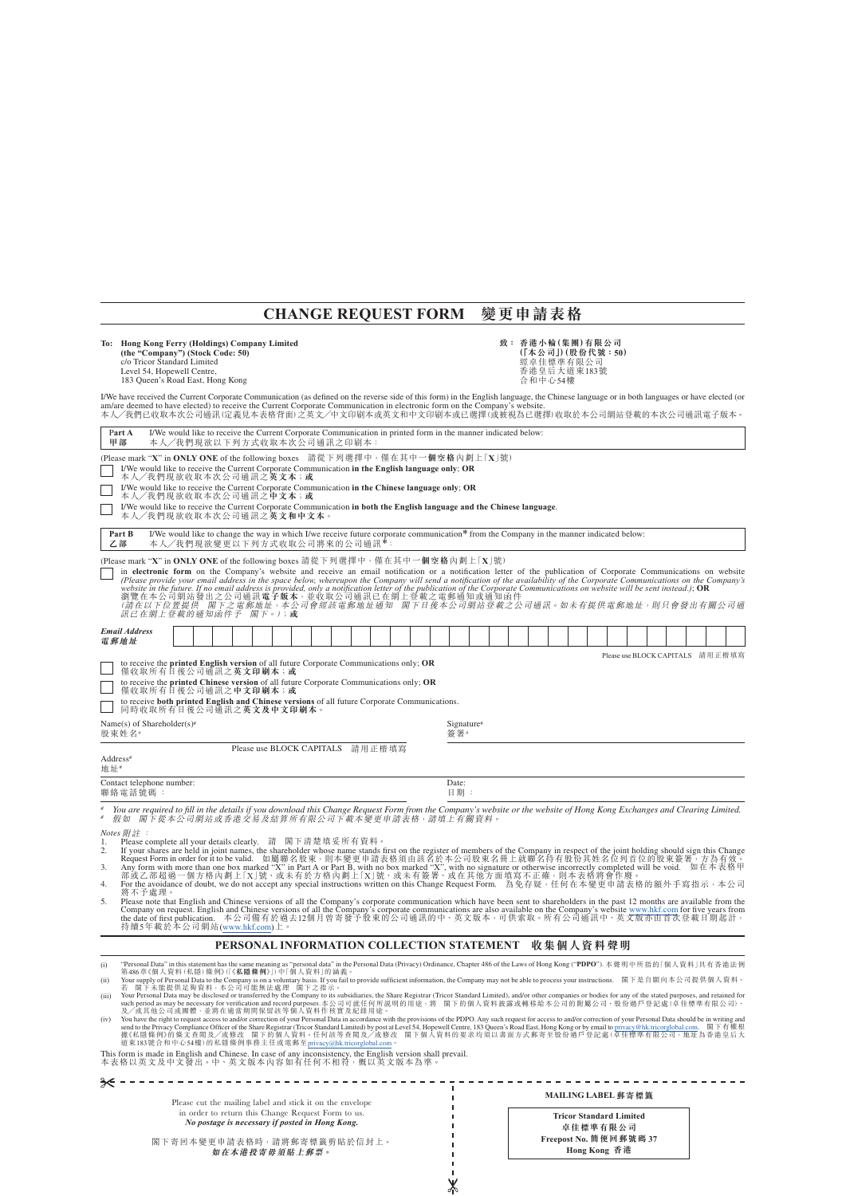# CHANGE REQUEST FORM 變更申請表格

**To: Hong Kong Ferry (Holdings) Company Limited**
**(the "Company") (Stock Code: 50)**
c/o Tricor Standard Limited
Level 54, Hopewell Centre,
183 Queen's Road East, Hong Kong

**致：香港小輪(集團)有限公司**
**(「本公司」)(股份代號：50)**
經卓佳標準有限公司
香港皇后大道東183號
合和中心54樓

I/We have received the Current Corporate Communication (as defined on the reverse side of this form) in the English language, the Chinese language or in both languages or have elected (or am/are deemed to have elected) to receive the Current Corporate Communication in electronic form on the Company's website.
本人／我們已收取本次公司通訊(定義見本表格背面)之英文／中文印刷本或英文和中文印刷本或已選擇(或被視為已選擇)收取於本公司網站登載的本次公司通訊電子版本。

**Part A 甲部** I/We would like to receive the Current Corporate Communication in printed form in the manner indicated below:
本人／我們現欲以下列方式收取本次公司通訊之印刷本：

(Please mark "**X**" in **ONLY ONE** of the following boxes 請從下列選擇中，僅在其中**一個空格**內劃上「**X**」號)

☐ I/We would like to receive the Current Corporate Communication **in the English language only**; **OR**
本人／我們現欲收取本次公司通訊之**英文本**；**或**

☐ I/We would like to receive the Current Corporate Communication **in the Chinese language only**; **OR**
本人／我們現欲收取本次公司通訊之**中文本**；**或**

☐ I/We would like to receive the Current Corporate Communication **in both the English language and the Chinese language**.
本人／我們現欲收取本次公司通訊之**英文和中文本**。

**Part B 乙部** I/We would like to change the way in which I/We receive future corporate communication* from the Company in the manner indicated below:
本人／我們現欲變更以下列方式收取公司將來的公司通訊*：

(Please mark "**X**" in **ONLY ONE** of the following boxes 請從下列選擇中，僅在其中**一個空格**內劃上「**X**」號)

☐ in **electronic form** on the Company's website and receive an email notification or a notification letter of the publication of Corporate Communications on website *(Please provide your email address in the space below, whereupon the Company will send a notification of the availability of the Corporate Communications on the Company's website in the future. If no email address is provided, only a notification letter of the publication of Corporate Communications on website will be sent instead.)*; **OR**
瀏覽在本公司網站發出之公司通訊**電子版本**，並收取公司通訊已在網上登載之電郵通知或通知函件
*(請在以下位置提供　閣下之電郵地址，本公司會經該電郵地址通知　閣下日後本公司網站登載之公司通訊。如未有提供電郵地址，則只會發出有關公司通訊已在網上登載的通知函件予　閣下。)*；**或**

***Email Address 電郵地址*** ______________________________ Please use BLOCK CAPITALS 請用正楷填寫

☐ to receive the **printed English version** of all future Corporate Communications only; **OR**
僅收取所有日後公司通訊之**英文印刷本**；**或**

☐ to receive the **printed Chinese version** of all future Corporate Communications only; **OR**
僅收取所有日後公司通訊之**中文印刷本**；**或**

☐ to receive **both printed English and Chinese versions** of all future Corporate Communications.
同時收取所有日後公司通訊之**英文及中文印刷本**。

Name(s) of Shareholder(s)# 股東姓名# ______________________ Please use BLOCK CAPITALS 請用正楷填寫

Signature# 簽署# ______________________

Address# 地址# ______________________

Contact telephone number: 聯絡電話號碼： ______________________

Date: 日期： ______________________

# *You are required to fill in the details if you download this Change Request Form from the Company's website or the website of Hong Kong Exchanges and Clearing Limited.*
# *假如　閣下從本公司網站或香港交易及結算所有限公司下載本變更申請表格，請填上有關資料。*

*Notes 附註：*

1. Please complete all your details clearly. 請　閣下清楚填妥所有資料。
2. If your shares are held in joint names, the shareholder whose name stands first on the register of members of the Company in respect of the joint holding should sign this Change Request Form in order for it to be valid. 如屬聯名股東，則本變更申請表格須由該名於本公司股東名冊上就聯名持有股份其姓名位列首位的股東簽署，方為有效。
3. Any form with more than one box marked "X" in Part A or Part B, with no box marked "X", with no signature or otherwise incorrectly completed will be void. 如在本表格甲部或乙部超過一個方格內劃上「X」號，或未有於方格內劃上「X」號，或未有簽署，或在其他方面填寫不正確，則本表格將會作廢。
4. For the avoidance of doubt, we do not accept any special instructions written on this Change Request Form. 為免存疑，任何在本變更申請表格的額外手寫指示，本公司將不予處理。
5. Please note that English and Chinese versions of all the Company's corporate communication which have been sent to shareholders in the past 12 months are available from the Company on request. English and Chinese versions of all the Company's corporate communications are also available on the Company's website www.hkf.com for five years from the date of first publication. 本公司備有於過去12個月曾寄發予股東的公司通訊的中、英文版本，可供索取。所有公司通訊中、英文版亦由首次登載日期起計，持續5年載於本公司網站(www.hkf.com)上。

## PERSONAL INFORMATION COLLECTION STATEMENT 收集個人資料聲明

(i) "Personal Data" in this statement has the same meaning as "personal data" in the Personal Data (Privacy) Ordinance, Chapter 486 of the Laws of Hong Kong ("**PDPO**"). 本聲明中所指的「個人資料」具有香港法例第486章《個人資料(私隱)條例》(「**私隱條例**」)中「個人資料」的涵義。

(ii) Your supply of Personal Data to the Company is on a voluntary basis. If you fail to provide sufficient information, the Company may not be able to process your instructions. 閣下是自願向本公司提供個人資料。若　閣下未能提供足夠資料，本公司可能無法處理　閣下之指示。

(iii) Your Personal Data may be disclosed or transferred by the Company to its subsidiaries, the Share Registrar (Tricor Standard Limited), and/or other companies or bodies for any of the stated purposes, and retained for such period as may be necessary for verification and record purposes. 本公司可就任何所說明的用途，將　閣下的個人資料披露或轉移給本公司的附屬公司、股份過戶登記處(卓佳標準有限公司)，及／或其他公司或團體，並將在適當期間保留該等個人資料作核實及紀錄用途。

(iv) You have the right to request access to and/or correction of your Personal Data in accordance with the provisions of the PDPO. Any such request for access to and/or correction of your Personal Data should be in writing and send to the Privacy Compliance Officer of the Share Registrar (Tricor Standard Limited) by post at Level 54, Hopewell Centre, 183 Queen's Road East, Hong Kong or by email to privacy@hk.tricorglobal.com. 閣下有權根據《私隱條例》的條文查閱及／或修改　閣下的個人資料。任何該等查閱及／或修改　閣下個人資料的要求均須以書面方式郵寄至股份過戶登記處(卓佳標準有限公司，地址為香港皇后大道東183號合和中心54樓)的私隱條例事務主任或電郵至privacy@hk.tricorglobal.com。

This form is made in English and Chinese. In case of any inconsistency, the English version shall prevail.
本表格以英文及中文發出。中、英文版本內容如有任何不相符，概以英文版本為準。

Please cut the mailing label and stick it on the envelope in order to return this Change Request Form to us.
***No postage is necessary if posted in Hong Kong.***

閣下寄回本變更申請表格時，請將郵寄標籤剪貼於信封上。
***如在本港投寄毋須貼上郵票。***

**MAILING LABEL 郵寄標籤**

**Tricor Standard Limited**
**卓佳標準有限公司**
**Freepost No. 簡便回郵號碼 37**
**Hong Kong 香港**